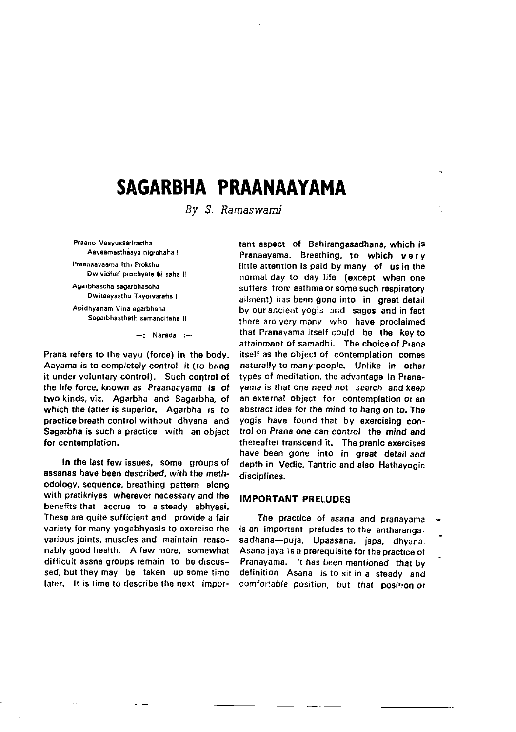# SAGARBHA PRAANAAYAMA

*By S. Ramaswami*

Praano Vaayussarirastha
Aayaamasthasya nigrahaha I
Praanaayaama Ithi Proktha
Dwividhaf prochyate hi saha II
Agaibhascha sagarbhascha
Dwiteeyasthu Tayorvaraha I
Apidhyanam Vina agarbhaha
Sagarbhasthath samancitaha II

—: Narada :—

**Prana refers to the vayu (force) in the body. Aayama is to completely control it (to bring it under voluntary control). Such control of the life force, known as *Praanaayama* is of two kinds, viz. Agarbha and Sagarbha, of which the latter is superior. Agarbha is to practice breath control without dhyana and Sagarbha is such a practice with an object for contemplation.**

In the last few issues, some groups of assanas have been described, with the methodology, sequence, breathing pattern along with pratikriyas wherever necessary and the benefits that accrue to a steady abhyasi. These are quite sufficient and provide a fair variety for many yogabhyasis to exercise the various joints, muscles and maintain reasonably good health. A few more, somewhat difficult asana groups remain to be discussed, but they may be taken up some time later. It is time to describe the next important aspect of Bahirangasadhana, which is Pranaayama. Breathing, to which very little attention is paid by many of us in the normal day to day life (except when one suffers from asthma or some such respiratory ailment) has been gone into in great detail by our ancient yogis and sages and in fact there are very many who have proclaimed that Pranayama itself could be the key to attainment of samadhi. The choice of Prana itself as the object of contemplation comes naturally to many people. Unlike in other types of meditation, the advantage in Pranayama is that one need not search and keep an external object for contemplation or an abstract idea for the mind to hang on to. The yogis have found that by exercising control on Prana one can control the mind and thereafter transcend it. The pranic exercises have been gone into in great detail and depth in Vedic, Tantric and also Hathayogic disciplines.

## IMPORTANT PRELUDES

The practice of asana and pranayama is an important preludes to the antharangasadhana—puja, Upaasana, japa, dhyana. Asana jaya is a prerequisite for the practice of Pranayama. It has been mentioned that by definition Asana is to sit in a steady and comfortable position, but that position or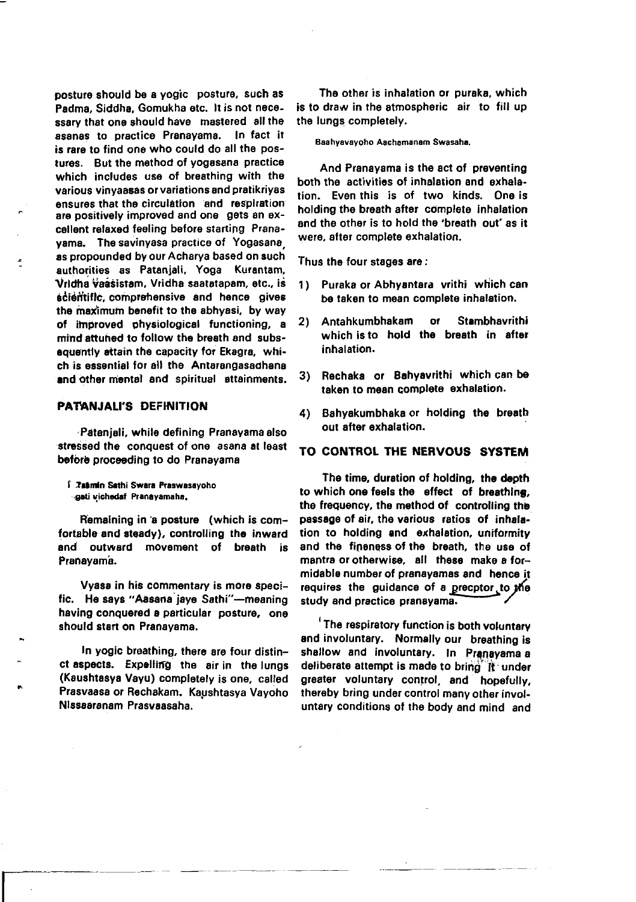posture should be a yogic posture, such as Padma, Siddha, Gomukha etc. It is not necessary that one should have mastered all the asanas to practice Pranayama. In fact it is rare to find one who could do all the postures. But the method of yogasana practice which includes use of breathing with the various vinyaasas or variations and pratikriyas ensures that the circulation and respiration are positively improved and one gets an excellent relaxed feeling before starting Pranayama. The savinyasa practice of Yogasana, as propounded by our Acharya based on such authorities as Patanjali, Yoga Kurantam, Vridha Vaasistam, Vridha saatatapam, etc., is scientific, comprehensive and hence gives the maximum benefit to the abhyasi, by way of improved physiological functioning, a mind attuned to follow the breath and subsequently attain the capacity for Ekagra, which is essential for all the Antarangasadhana and other mental and spiritual attainments.

## PATANJALI'S DEFINITION

Patanjali, while defining Pranayama also stressed the conquest of one asana at least before proceeding to do Pranayama

Tasmin Sathi Swara Praswasayoho gati vichedaf Pranayamaha.

Remaining in a posture (which is comfortable and steady), controlling the inward and outward movement of breath is Pranayama.

Vyasa in his commentary is more specific. He says "Aasana jaye Sathi"—meaning having conquered a particular posture, one should start on Pranayama.

In yogic breathing, there are four distinct aspects. Expelling the air in the lungs (Kaushtasya Vayu) completely is one, called Prasvaasa or Rechakam. Kaushtasya Vayoho Nissaaranam Prasvaasaha.

The other is inhalation or puraka, which is to draw in the atmospheric air to fill up the lungs completely.

Baahyavayoho Aachamanam Swasaha.

And Pranayama is the act of preventing both the activities of inhalation and exhalation. Even this is of two kinds. One is holding the breath after complete inhalation and the other is to hold the 'breath out' as it were, after complete exhalation.

Thus the four stages are:

1) Puraka or Abhyantara vrithi which can be taken to mean complete inhalation.
2) Antahkumbhakam or Stambhavrithi which is to hold the breath in after inhalation.
3) Rechaka or Bahyavrithi which can be taken to mean complete exhalation.
4) Bahyakumbhaka or holding the breath out after exhalation.

## TO CONTROL THE NERVOUS SYSTEM

The time, duration of holding, the depth to which one feels the effect of breathing, the frequency, the method of controlling the passage of air, the various ratios of inhalation to holding and exhalation, uniformity and the fineness of the breath, the use of mantra or otherwise, all these make a formidable number of pranayamas and hence it requires the guidance of a precptor to the study and practice pranayama.

The respiratory function is both voluntary and involuntary. Normally our breathing is shallow and involuntary. In Pranayama a deliberate attempt is made to bring it under greater voluntary control, and hopefully, thereby bring under control many other involuntary conditions of the body and mind and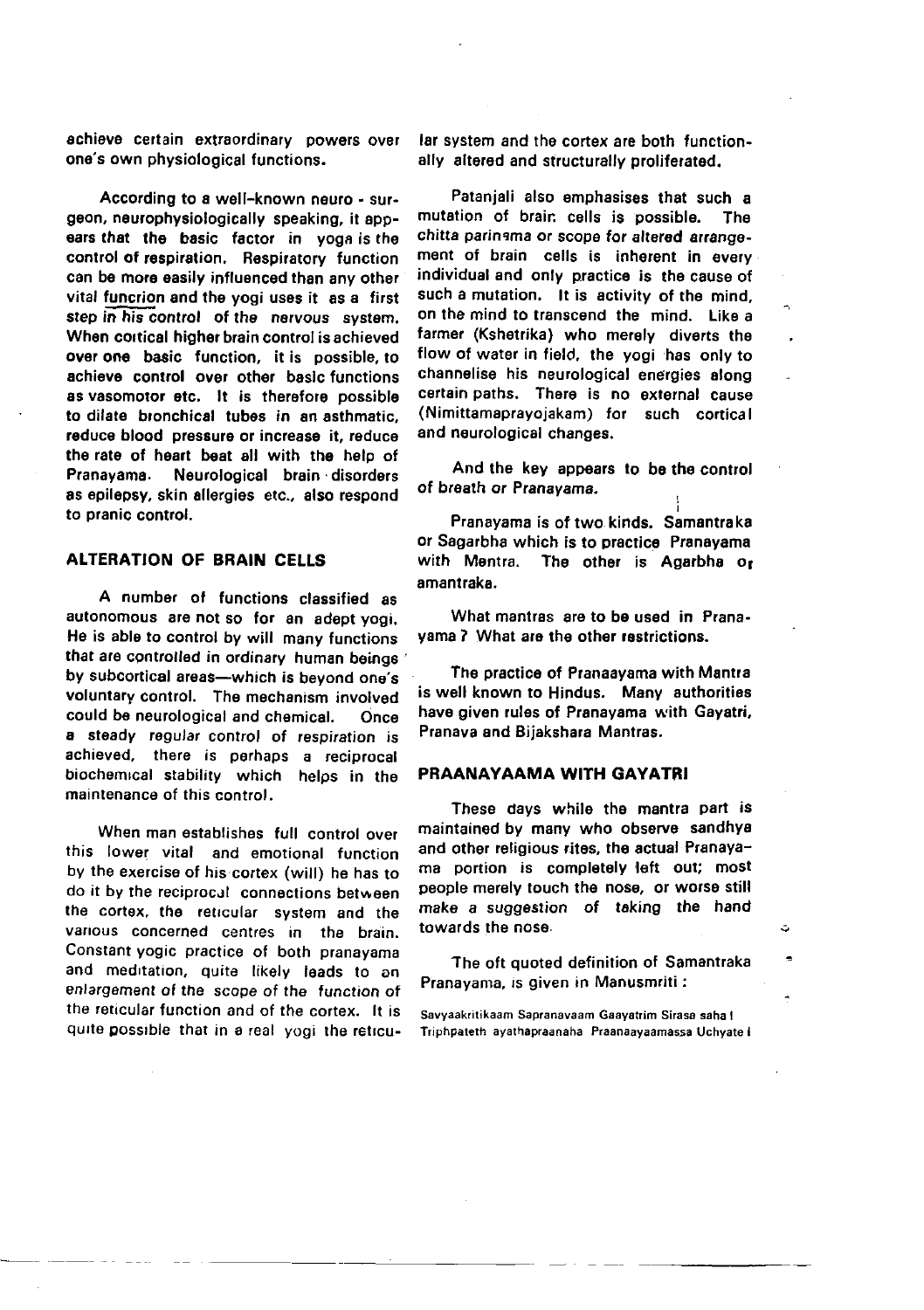achieve certain extraordinary powers over one's own physiological functions.

According to a well-known neuro - surgeon, neurophysiologically speaking, it appears that the basic factor in yoga is the control of respiration. Respiratory function can be more easily influenced than any other vital funcrion and the yogi uses it as a first step in his control of the nervous system. When cortical higher brain control is achieved over one basic function, it is possible, to achieve control over other basic functions as vasomotor etc. It is therefore possible to dilate bronchical tubes in an asthmatic, reduce blood pressure or increase it, reduce the rate of heart beat all with the help of Pranayama. Neurological brain disorders as epilepsy, skin allergies etc., also respond to pranic control.

## ALTERATION OF BRAIN CELLS

A number of functions classified as autonomous are not so for an adept yogi. He is able to control by will many functions that are controlled in ordinary human beings by subcortical areas—which is beyond one's voluntary control. The mechanism involved could be neurological and chemical. Once a steady regular control of respiration is achieved, there is perhaps a reciprocal biochemical stability which helps in the maintenance of this control.

When man establishes full control over this lower vital and emotional function by the exercise of his cortex (will) he has to do it by the reciprocal connections between the cortex, the reticular system and the various concerned centres in the brain. Constant yogic practice of both pranayama and meditation, quite likely leads to an enlargement of the scope of the function of the reticular function and of the cortex. It is quite possible that in a real yogi the reticular system and the cortex are both functionally altered and structurally proliferated.

Patanjali also emphasises that such a mutation of brain cells is possible. The chitta parinama or scope for altered arrangement of brain cells is inherent in every individual and only practice is the cause of such a mutation. It is activity of the mind, on the mind to transcend the mind. Like a farmer (Kshetrika) who merely diverts the flow of water in field, the yogi has only to channelise his neurological energies along certain paths. There is no external cause (Nimittamaprayojakam) for such cortical and neurological changes.

And the key appears to be the control of breath or Pranayama.

Pranayama is of two kinds. Samantraka or Sagarbha which is to practice Pranayama with Mantra. The other is Agarbha or amantraka.

What mantras are to be used in Pranayama? What are the other restrictions.

The practice of Pranaayama with Mantra is well known to Hindus. Many authorities have given rules of Pranayama with Gayatri, Pranava and Bijakshara Mantras.

## PRAANAYAAMA WITH GAYATRI

These days while the mantra part is maintained by many who observe sandhya and other religious rites, the actual Pranayama portion is completely left out; most people merely touch the nose, or worse still make a suggestion of taking the hand towards the nose.

The oft quoted definition of Samantraka Pranayama, is given in Manusmriti:

Savyaakritikaam Sapranavaam Gaayatrim Sirasa saha I
Triphpateth ayathapraanaha Praanaayaamassa Uchyate I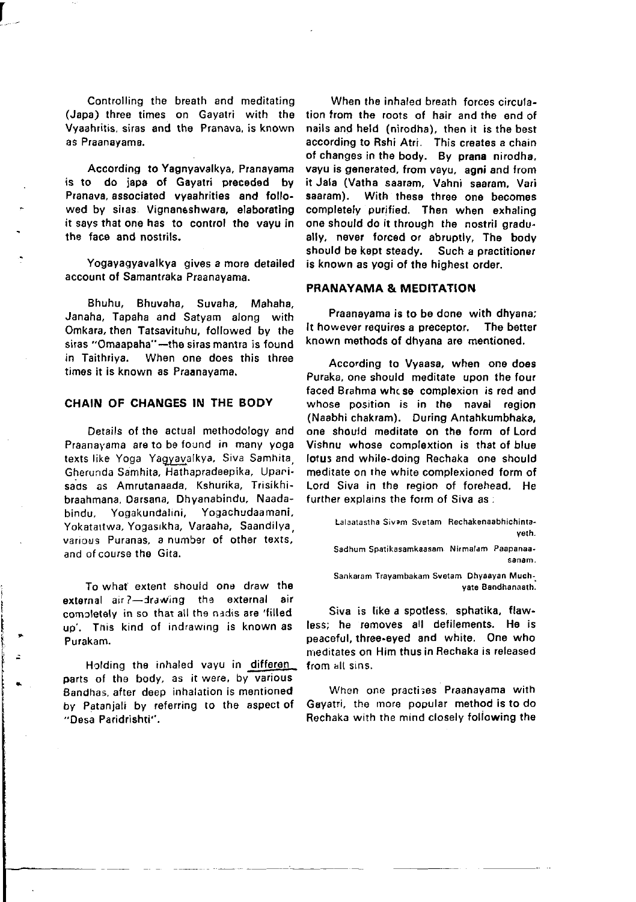Controlling the breath and meditating (Japa) three times on Gayatri with the Vyaahritis, siras and the Pranava, is known as Praanayama.

According to Yagnyavalkya, Pranayama is to do japa of Gayatri preceded by Pranava, associated vyaahrities and followed by siras. Vignaneshwara, elaborating it says that one has to control the vayu in the face and nostrils.

Yogayagyavalkya gives a more detailed account of Samantraka Praanayama.

Bhuhu, Bhuvaha, Suvaha, Mahaha, Janaha, Tapaha and Satyam along with Omkara, then Tatsavituhu, followed by the siras "Omaapaha"—the siras mantra is found in Taithriya. When one does this three times it is known as Praanayama.

## CHAIN OF CHANGES IN THE BODY

Details of the actual methodology and Praanayama are to be found in many yoga texts like Yoga Yagyavalkya, Siva Samhita, Gherunda Samhita, Hathapradeepika, Uparisads as Amrutanaada, Kshurika, Trisikhibraahmana, Darsana, Dhyanabindu, Naadabindu, Yogakundalini, Yogachudaamani, Yokatattwa, Yogasikha, Varaaha, Saandilya, various Puranas, a number of other texts, and of course the Gita.

To what extent should one draw the external air?—drawing the external air completely in so that all the nadis are 'filled up'. This kind of indrawing is known as Purakam.

Holding the inhaled vayu in differen parts of the body, as it were, by various Bandhas, after deep inhalation is mentioned by Patanjali by referring to the aspect of "Desa Paridrishti".

When the inhaled breath forces circulation from the roots of hair and the end of nails and held (nirodha), then it is the best according to Rshi Atri. This creates a chain of changes in the body. By **prana** nirodha, vayu is generated, from vayu, **agni** and from it Jala (Vatha saaram, Vahni saaram, Vari saaram). With these three one becomes completely purified. Then when exhaling one should do it through the nostril gradually, never forced or abruptly. The body should be kept steady. Such a practitioner is known as yogi of the highest order.

## PRANAYAMA & MEDITATION

Praanayama is to be done with dhyana; It however requires a preceptor. The better known methods of dhyana are mentioned.

According to Vyaasa, when one does Puraka, one should meditate upon the four faced Brahma whose complexion is red and whose position is in the naval region (Naabhi chakram). During Antahkumbhaka, one should meditate on the form of Lord Vishnu whose complextion is that of blue lotus and while-doing Rechaka one should meditate on the white complexioned form of Lord Siva in the region of forehead. He further explains the form of Siva as :

> Lalaatastha Sivam Svetam Rechakenaabhichintayeth.
>
> Sadhum Spatikasamkaasam Nirmalam Paapanaasanam.
>
> Sankaram Trayambakam Svetam Dhyaayan Muchyate Bandhanaath.

Siva is like a spotless, sphatika, flawless; he removes all defilements. He is peaceful, three-eyed and white. One who meditates on Him thus in Rechaka is released from all sins.

When one practises Praanayama with Gayatri, the more popular method is to do Rechaka with the mind closely following the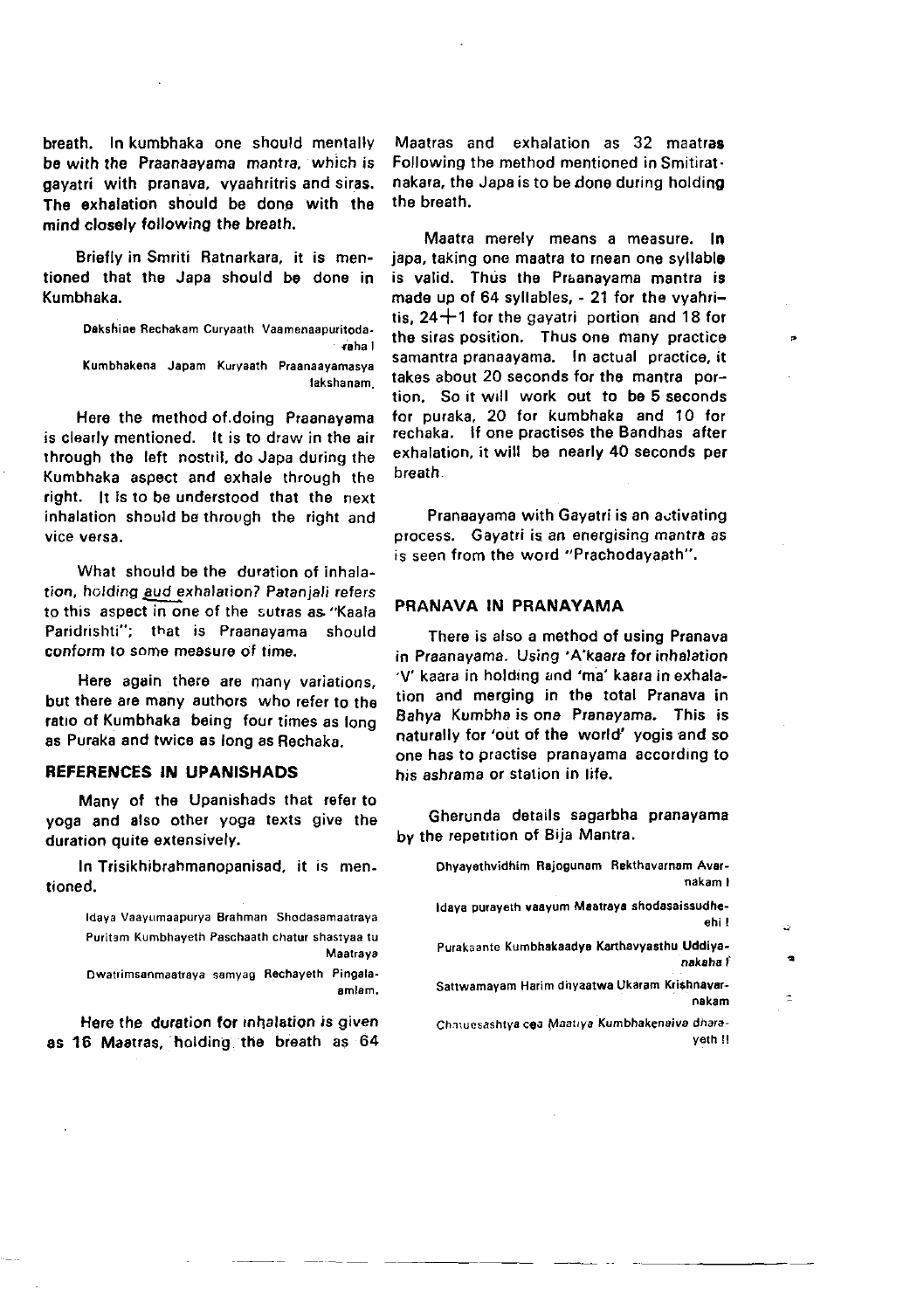breath. In kumbhaka one should mentally be with the Praanaayama mantra, which is gayatri with pranava, vyaahritris and siras. The exhalation should be done with the mind closely following the breath.

Briefly in Smriti Ratnarkara, it is mentioned that the Japa should be done in Kumbhaka.

> Dakshine Rechakam Curyaath Vaamenaapuritodaraha I
> Kumbhakena Japam Kuryaath Praanaayamasya lakshanam.

Here the method of.doing Praanayama is clearly mentioned. It is to draw in the air through the left nostril, do Japa during the Kumbhaka aspect and exhale through the right. It is to be understood that the next inhalation should be through the right and vice versa.

What should be the duration of inhalation, holding aud exhalation? Patanjali refers to this aspect in one of the sutras as "Kaala Paridrishti"; that is Praanayama should conform to some measure of time.

Here again there are many variations, but there are many authors who refer to the ratio of Kumbhaka being four times as long as Puraka and twice as long as Rechaka.

## REFERENCES IN UPANISHADS

Many of the Upanishads that refer to yoga and also other yoga texts give the duration quite extensively.

In Trisikhibrahmanopanisad, it is mentioned.

> Idaya Vaayumaapurya Brahman Shodasamaatraya
> Puritam Kumbhayeth Paschaath chatur shastyaa tu Maatraya
> Dwatrimsanmaatraya samyag Rechayeth Pingalaamlam.

Here the duration for inhalation is given as 16 Maatras, holding the breath as 64 Maatras and exhalation as 32 maatras Following the method mentioned in Smitiratnakara, the Japa is to be done during holding the breath.

Maatra merely means a measure. In japa, taking one maatra to mean one syllable is valid. Thus the Praanayama mantra is made up of 64 syllables, - 21 for the vyahritis, 24+1 for the gayatri portion and 18 for the siras position. Thus one many practice samantra pranaayama. In actual practice, it takes about 20 seconds for the mantra portion. So it will work out to be 5 seconds for puraka, 20 for kumbhaka and 10 for rechaka. If one practises the Bandhas after exhalation, it will be nearly 40 seconds per breath.

Pranaayama with Gayatri is an activating process. Gayatri is an energising mantra as is seen from the word "Prachodayaath".

## PRANAVA IN PRANAYAMA

There is also a method of using Pranava in Praanayama. Using 'A'kaara for inhalation 'V' kaara in holding and 'ma' kaara in exhalation and merging in the total Pranava in Bahya Kumbha is one Pranayama. This is naturally for 'out of the world' yogis and so one has to practise pranayama according to his ashrama or station in life.

Gherunda details sagarbha pranayama by the repetition of Bija Mantra.

> Dhyayethvidhim Rajogunam Rekthavarnam Avarnakam I
> Idaya purayeth vaayum Maatraya shodasaissudhehi !
> Purakaante Kumbhakaadye Karthavyasthu Uddiyanakaha !
> Sattwamayam Harim dhyaatwa Ukaram Krishnavarnakam
> Chatuesashtya cea Maatiya Kumbhakenaiva dharayeth !!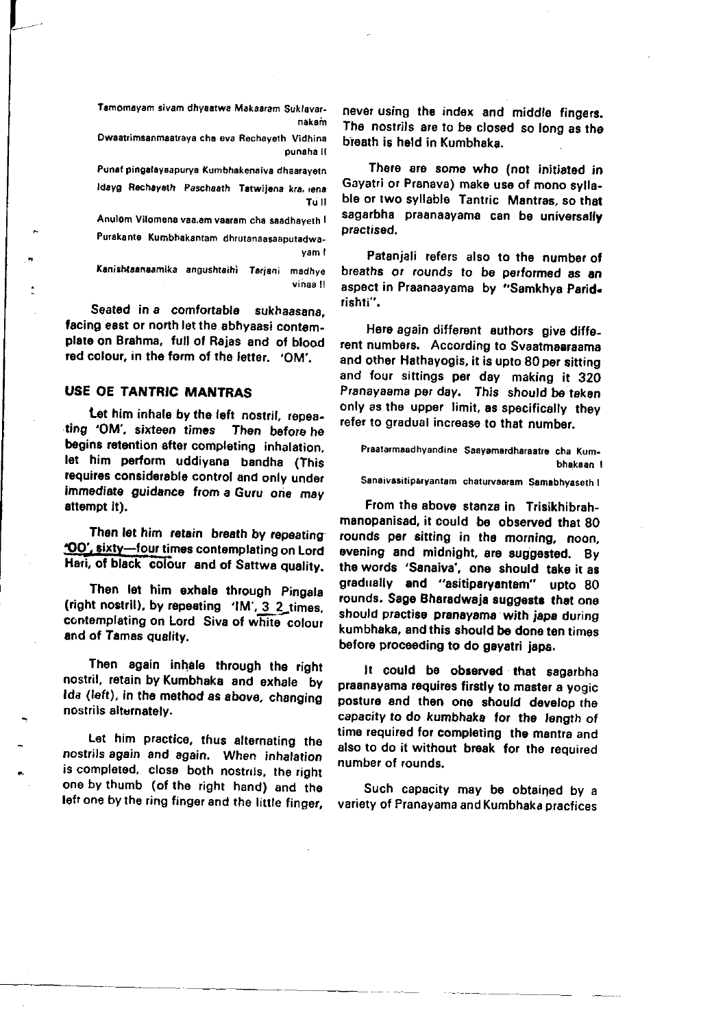Tamomayam sivam dhyaatwa Makaaram Suklavarnakaṁ
Dwaatrimsanmaatraya cha eva Rechayeth Vidhina punaha ||
Punaf pingalayaapurya Kumbhakenaiva dhaarayetn
Idayg Rechayeth Paschaath Tatwijena kra. ıena Tu ||
Anulom Vilomena vaa.am vaaram cha saadhayeth |
Purakante Kumbhakantam dhrutanaasaaputadwayam |
Kanishtaanaamika angushtaihi Tarjani madhye vinaa ||

Seated in a comfortable sukhaasana, facing east or north let the abhyaasi contemplate on Brahma, full of Rajas and of blood red colour, in the form of the letter. 'OM'.

## USE OE TANTRIC MANTRAS

Let him inhale by the left nostril, repeating 'OM', sixteen times Then before he begins retention after completing inhalation, let him perform uddiyana bandha (This requires considerable control and only under immediate guidance from a Guru one may attempt it).

Then let him retain breath by repeating 'OO', sixty—four times contemplating on Lord Hari, of black colour and of Sattwa quality.

Then let him exhale through Pingala (right nostril), by repeating 'IM', 3 2 times, contemplating on Lord Siva of white colour and of Tamas quality.

Then again inhale through the right nostril, retain by Kumbhaka and exhale by Ida (left), in the method as above, changing nostrils alternately.

Let him practice, thus alternating the nostrils again and again. When inhalation is completed, close both nostrils, the right one by thumb (of the right hand) and the left one by the ring finger and the little finger, never using the index and middle fingers. The nostrils are to be closed so long as the breath is held in Kumbhaka.

There are some who (not initiated in Gayatri or Pranava) make use of mono syllable or two syllable Tantric Mantras, so that sagarbha praanaayama can be universally practised.

Patanjali refers also to the number of breaths or rounds to be performed as an aspect in Praanaayama by "Samkhya Paridrishti".

Here again different authors give different numbers. According to Svaatmaaraama and other Hathayogis, it is upto 80 per sitting and four sittings per day making it 320 Pranayaama per day. This should be taken only as the upper limit, as specifically they refer to gradual increase to that number.

Praatarmaadhyandine Saayamardharaatre cha Kumbhakaan |
Sanaivasitiparyantam chaturvaaram Samabhyaseth |

From the above stanza in Trisikhibrahmanopanisad, it could be observed that 80 rounds per sitting in the morning, noon, evening and midnight, are suggested. By the words 'Sanaiva', one should take it as gradually and "asitiparyantam" upto 80 rounds. Sage Bharadwaja suggests that one should practise pranayama with japa during kumbhaka, and this should be done ten times before proceeding to do gayatri japa.

It could be observed that sagarbha praanayama requires firstly to master a yogic posture and then one should develop the capacity to do kumbhaka for the length of time required for completing the mantra and also to do it without break for the required number of rounds.

Such capacity may be obtained by a variety of Pranayama and Kumbhaka practices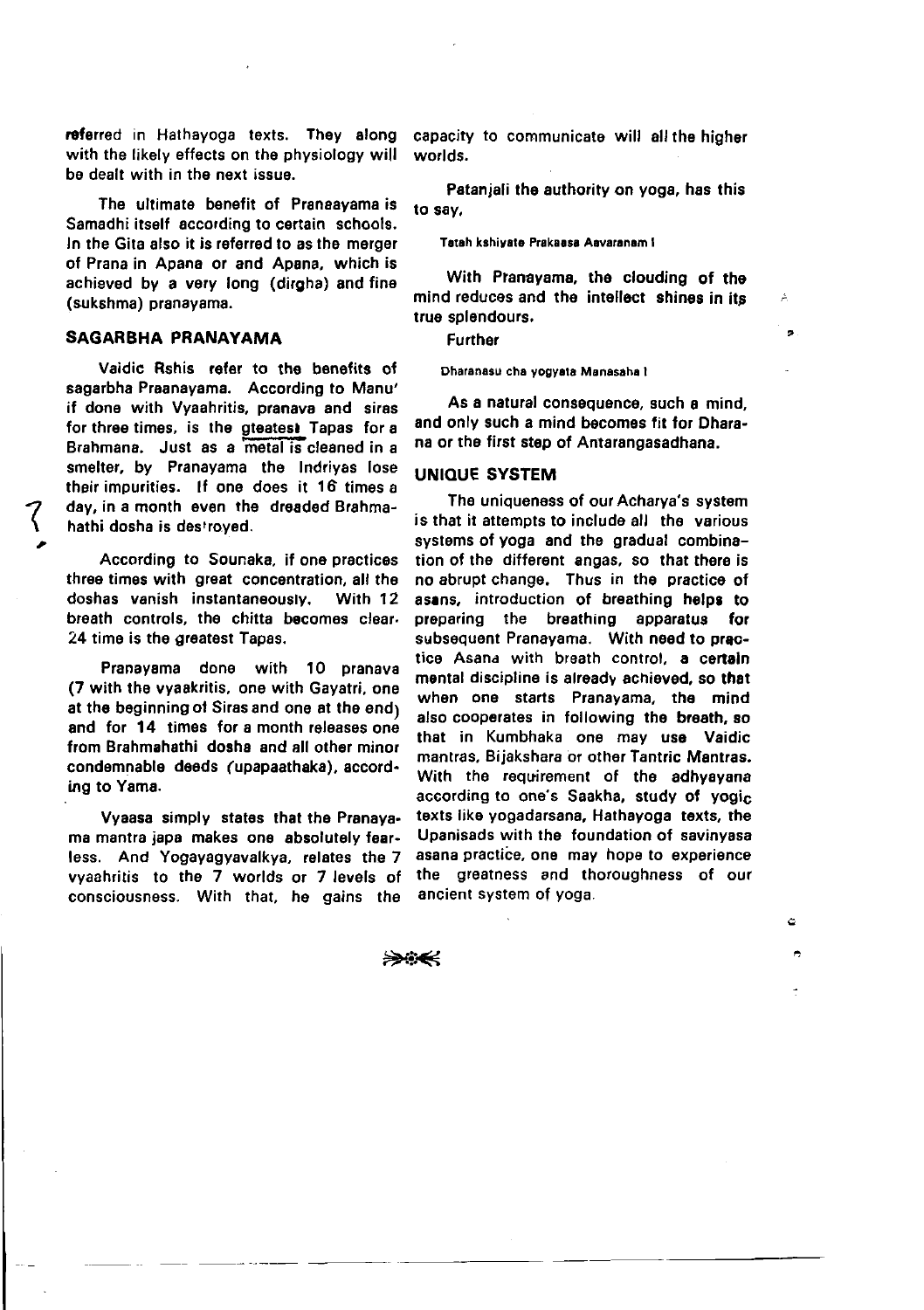referred in Hathayoga texts. They along with the likely effects on the physiology will be dealt with in the next issue.

The ultimate benefit of Praneayama is Samadhi itself according to certain schools. In the Gita also it is referred to as the merger of Prana in Apana or and Apana, which is achieved by a very long (dirgha) and fine (sukshma) pranayama.

## SAGARBHA PRANAYAMA

Vaidic Rshis refer to the benefits of sagarbha Praanayama. According to Manu' if done with Vyaahritis, pranava and siras for three times, is the gteatest Tapas for a Brahmana. Just as a metal is cleaned in a smelter, by Pranayama the Indriyas lose their impurities. If one does it 16 times a day, in a month even the dreaded Brahmahathi dosha is destroyed.

According to Sounaka, if one practices three times with great concentration, all the doshas vanish instantaneously. With 12 breath controls, the chitta becomes clear. 24 time is the greatest Tapas.

Pranayama done with 10 pranava (7 with the vyaakritis, one with Gayatri, one at the beginning of Siras and one at the end) and for 14 times for a month releases one from Brahmahathi dosha and all other minor condemnable deeds (upapaathaka), according to Yama.

Vyaasa simply states that the Pranayama mantra japa makes one absolutely fearless. And Yogayagyavalkya, relates the 7 vyaahritis to the 7 worlds or 7 levels of consciousness. With that, he gains the capacity to communicate will all the higher worlds.

Patanjali the authority on yoga, has this to say,

Tatah kshiyate Prakasa Aavaranam I

With Pranayama, the clouding of the mind reduces and the intellect shines in its true splendours.

Further

Dharanasu cha yogyata Manasaha I

As a natural consequence, such a mind, and only such a mind becomes fit for Dharana or the first step of Antarangasadhana.

## UNIQUE SYSTEM

The uniqueness of our Acharya's system is that it attempts to include all the various systems of yoga and the gradual combination of the different angas, so that there is no abrupt change. Thus in the practice of asans, introduction of breathing helps to preparing the breathing apparatus for subsequent Pranayama. With need to practice Asana with breath control, a certain mental discipline is already achieved, so that when one starts Pranayama, the mind also cooperates in following the breath, so that in Kumbhaka one may use Vaidic mantras, Bijakshara or other Tantric Mantras. With the requirement of the adhyayana according to one's Saakha, study of yogic texts like yogadarsana, Hathayoga texts, the Upanisads with the foundation of savinyasa asana practice, one may hope to experience the greatness and thoroughness of our ancient system of yoga.